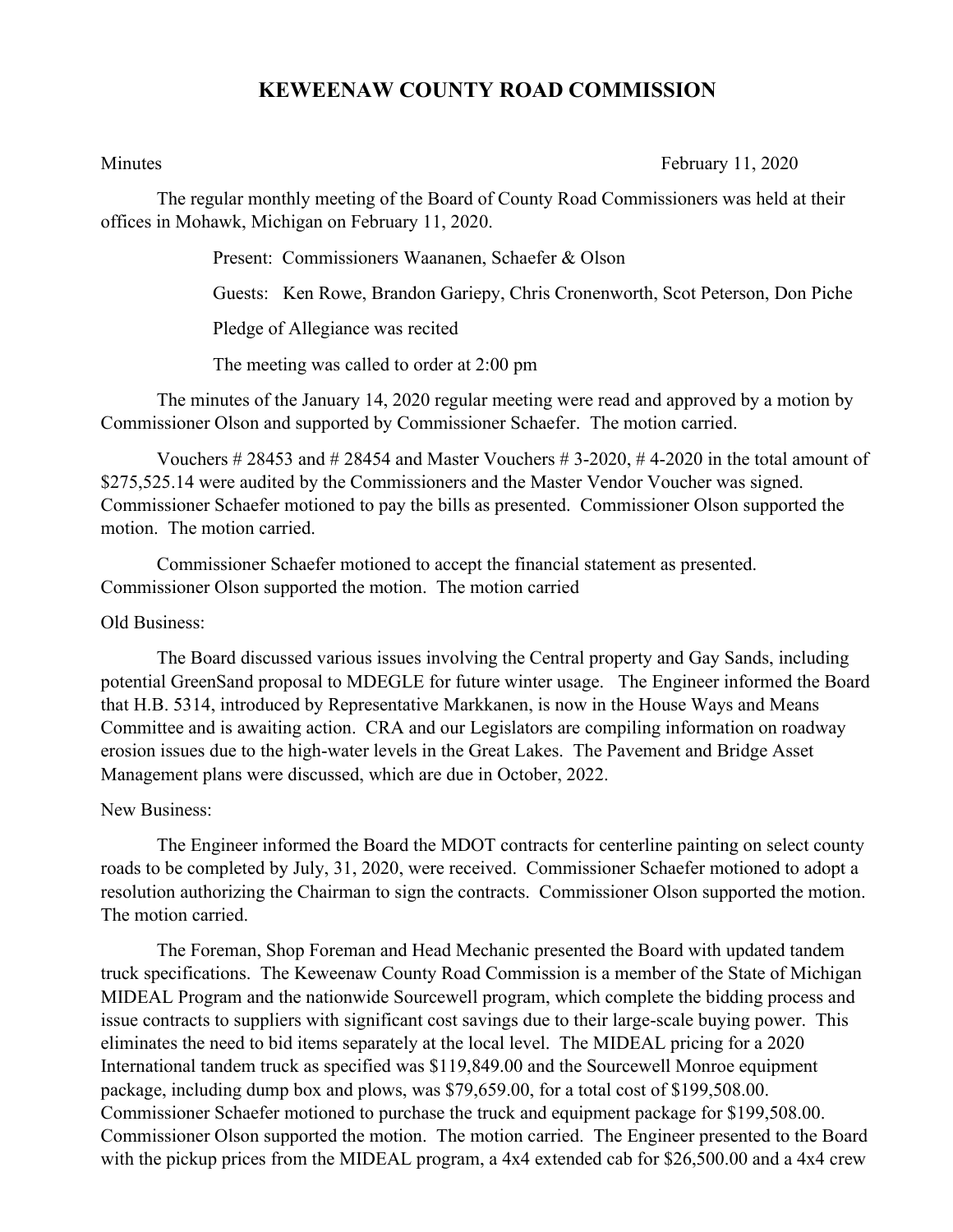# KEWEENAW COUNTY ROAD COMMISSION

Minutes February 11, 2020

The regular monthly meeting of the Board of County Road Commissioners was held at their offices in Mohawk, Michigan on February 11, 2020.

Present: Commissioners Waananen, Schaefer & Olson

Guests: Ken Rowe, Brandon Gariepy, Chris Cronenworth, Scot Peterson, Don Piche

Pledge of Allegiance was recited

The meeting was called to order at 2:00 pm

The minutes of the January 14, 2020 regular meeting were read and approved by a motion by Commissioner Olson and supported by Commissioner Schaefer. The motion carried.

Vouchers # 28453 and # 28454 and Master Vouchers # 3-2020, # 4-2020 in the total amount of $275,525.14 were audited by the Commissioners and the Master Vendor Voucher was signed. Commissioner Schaefer motioned to pay the bills as presented. Commissioner Olson supported the motion. The motion carried.

Commissioner Schaefer motioned to accept the financial statement as presented. Commissioner Olson supported the motion. The motion carried

Old Business:

The Board discussed various issues involving the Central property and Gay Sands, including potential GreenSand proposal to MDEGLE for future winter usage. The Engineer informed the Board that H.B. 5314, introduced by Representative Markkanen, is now in the House Ways and Means Committee and is awaiting action. CRA and our Legislators are compiling information on roadway erosion issues due to the high-water levels in the Great Lakes. The Pavement and Bridge Asset Management plans were discussed, which are due in October, 2022.

New Business:

The Engineer informed the Board the MDOT contracts for centerline painting on select county roads to be completed by July, 31, 2020, were received. Commissioner Schaefer motioned to adopt a resolution authorizing the Chairman to sign the contracts. Commissioner Olson supported the motion. The motion carried.

The Foreman, Shop Foreman and Head Mechanic presented the Board with updated tandem truck specifications. The Keweenaw County Road Commission is a member of the State of Michigan MIDEAL Program and the nationwide Sourcewell program, which complete the bidding process and issue contracts to suppliers with significant cost savings due to their large-scale buying power. This eliminates the need to bid items separately at the local level. The MIDEAL pricing for a 2020 International tandem truck as specified was $119,849.00 and the Sourcewell Monroe equipment package, including dump box and plows, was $79,659.00, for a total cost of $199,508.00. Commissioner Schaefer motioned to purchase the truck and equipment package for $199,508.00. Commissioner Olson supported the motion. The motion carried. The Engineer presented to the Board with the pickup prices from the MIDEAL program, a 4x4 extended cab for $26,500.00 and a 4x4 crew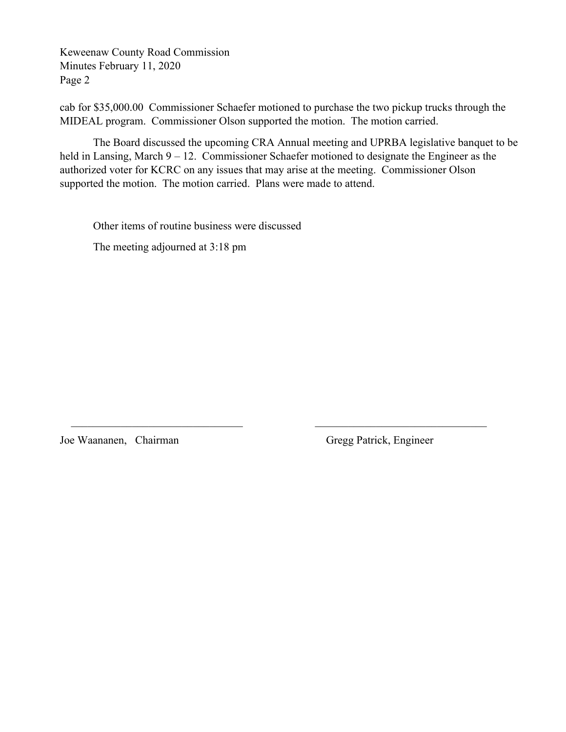cab for $35,000.00 Commissioner Schaefer motioned to purchase the two pickup trucks through the MIDEAL program. Commissioner Olson supported the motion. The motion carried.

The Board discussed the upcoming CRA Annual meeting and UPRBA legislative banquet to be held in Lansing, March 9 – 12. Commissioner Schaefer motioned to designate the Engineer as the authorized voter for KCRC on any issues that may arise at the meeting. Commissioner Olson supported the motion. The motion carried. Plans were made to attend.

Other items of routine business were discussed

The meeting adjourned at 3:18 pm

\_\_\_\_\_\_\_\_\_\_\_\_\_\_\_\_\_\_\_\_\_\_\_\_\_\_\_\_\_\_\_\_ \_\_\_\_\_\_\_\_\_\_\_\_\_\_\_\_\_\_\_\_\_\_\_\_\_\_\_\_\_\_\_\_

Joe Waananen, Chairman Gregg Patrick, Engineer